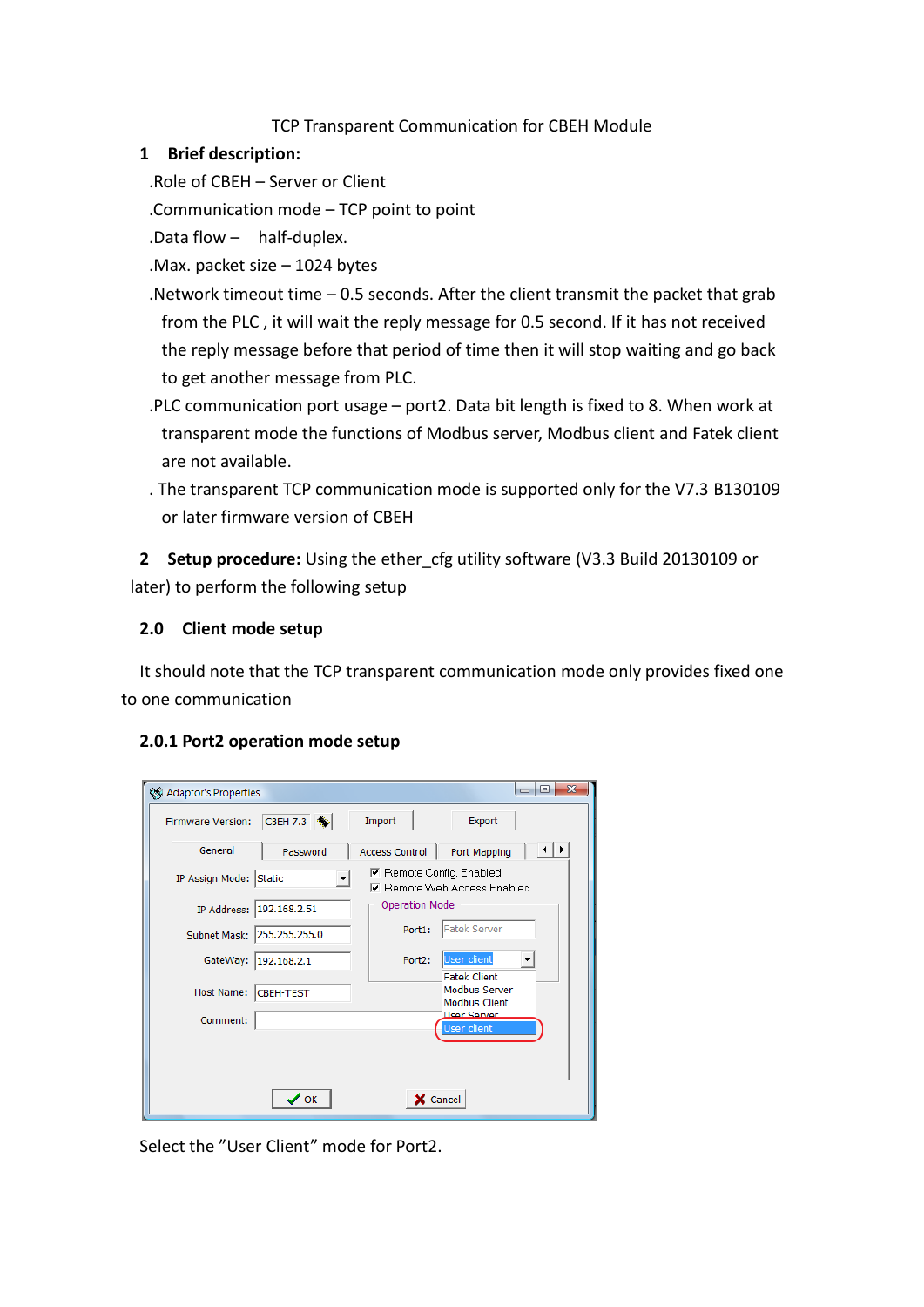TCP Transparent Communication for CBEH Module

## 1 Brief description:

.Role of CBEH – Server or Client

.Communication mode – TCP point to point

.Data flow – half-duplex.

.Max. packet size – 1024 bytes

.Network timeout time – 0.5 seconds. After the client transmit the packet that grab from the PLC , it will wait the reply message for 0.5 second. If it has not received the reply message before that period of time then it will stop waiting and go back to get another message from PLC.

.PLC communication port usage – port2. Data bit length is fixed to 8. When work at transparent mode the functions of Modbus server, Modbus client and Fatek client are not available.

. The transparent TCP communication mode is supported only for the V7.3 B130109 or later firmware version of CBEH

## 2 Setup procedure: 

Using the ether_cfg utility software (V3.3 Build 20130109 or later) to perform the following setup

### 2.0 Client mode setup

It should note that the TCP transparent communication mode only provides fixed one to one communication

### 2.0.1 Port2 operation mode setup

Select the "User Client" mode for Port2.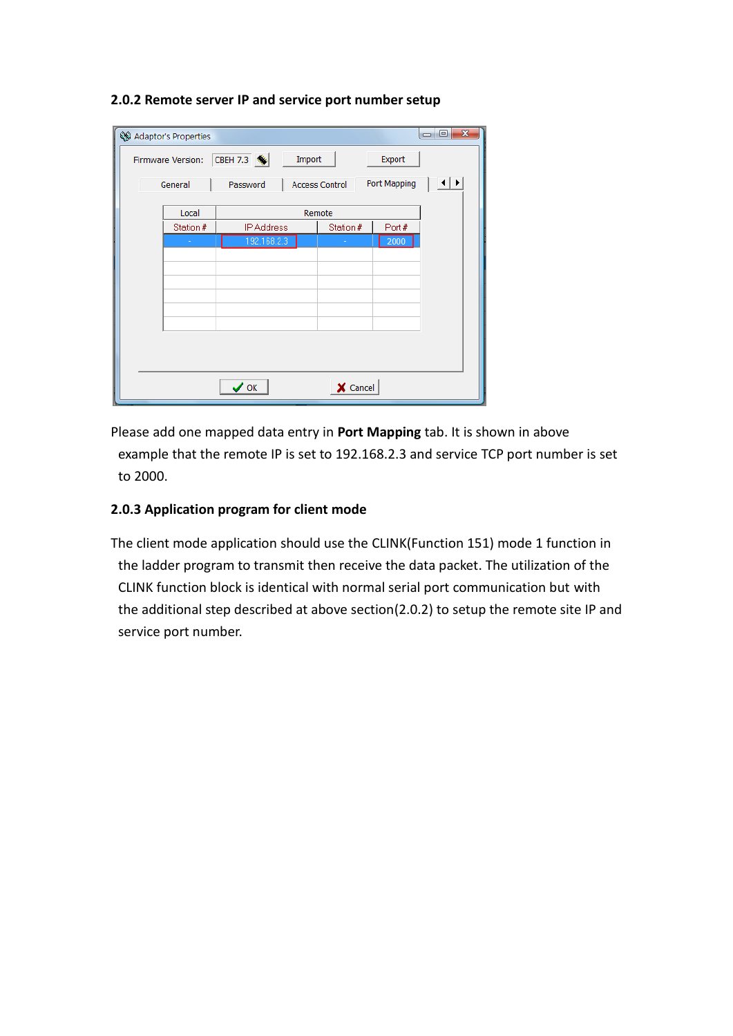### 2.0.2 Remote server IP and service port number setup

Please add one mapped data entry in **Port Mapping** tab. It is shown in above example that the remote IP is set to 192.168.2.3 and service TCP port number is set to 2000.

### 2.0.3 Application program for client mode

The client mode application should use the CLINK(Function 151) mode 1 function in the ladder program to transmit then receive the data packet. The utilization of the CLINK function block is identical with normal serial port communication but with the additional step described at above section(2.0.2) to setup the remote site IP and service port number.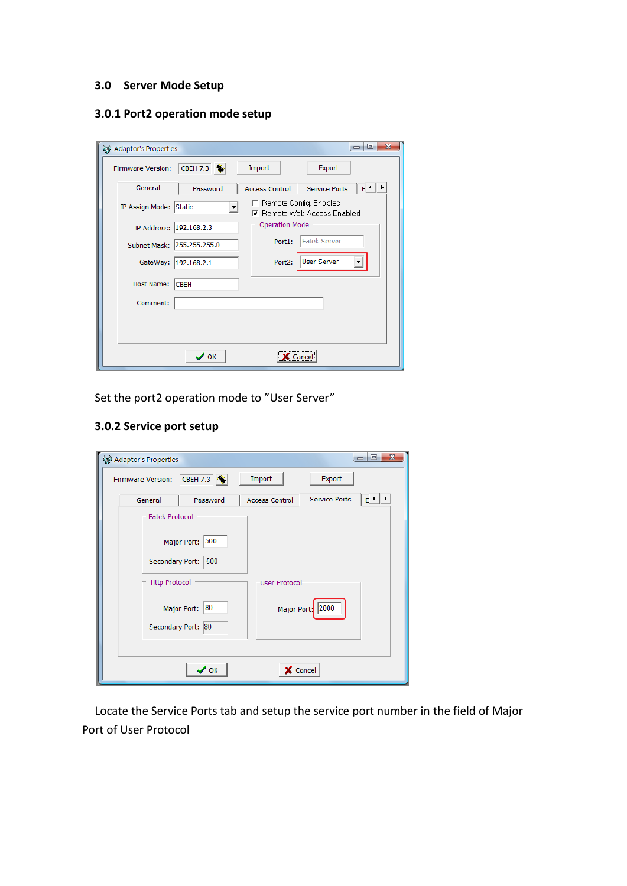## 3.0 Server Mode Setup

### 3.0.1 Port2 operation mode setup

Set the port2 operation mode to "User Server"

### 3.0.2 Service port setup

Locate the Service Ports tab and setup the service port number in the field of Major Port of User Protocol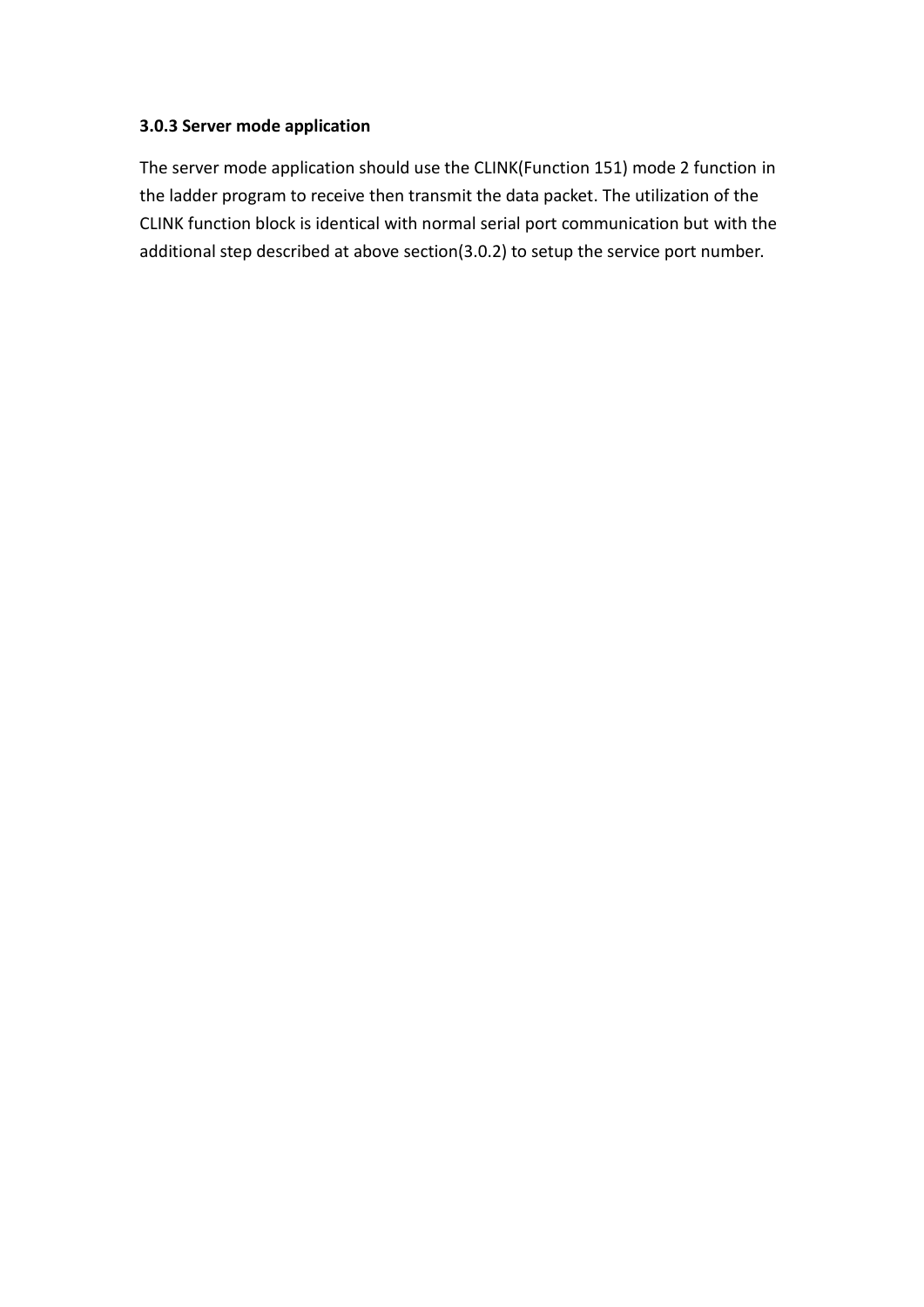### 3.0.3 Server mode application

The server mode application should use the CLINK(Function 151) mode 2 function in the ladder program to receive then transmit the data packet. The utilization of the CLINK function block is identical with normal serial port communication but with the additional step described at above section(3.0.2) to setup the service port number.